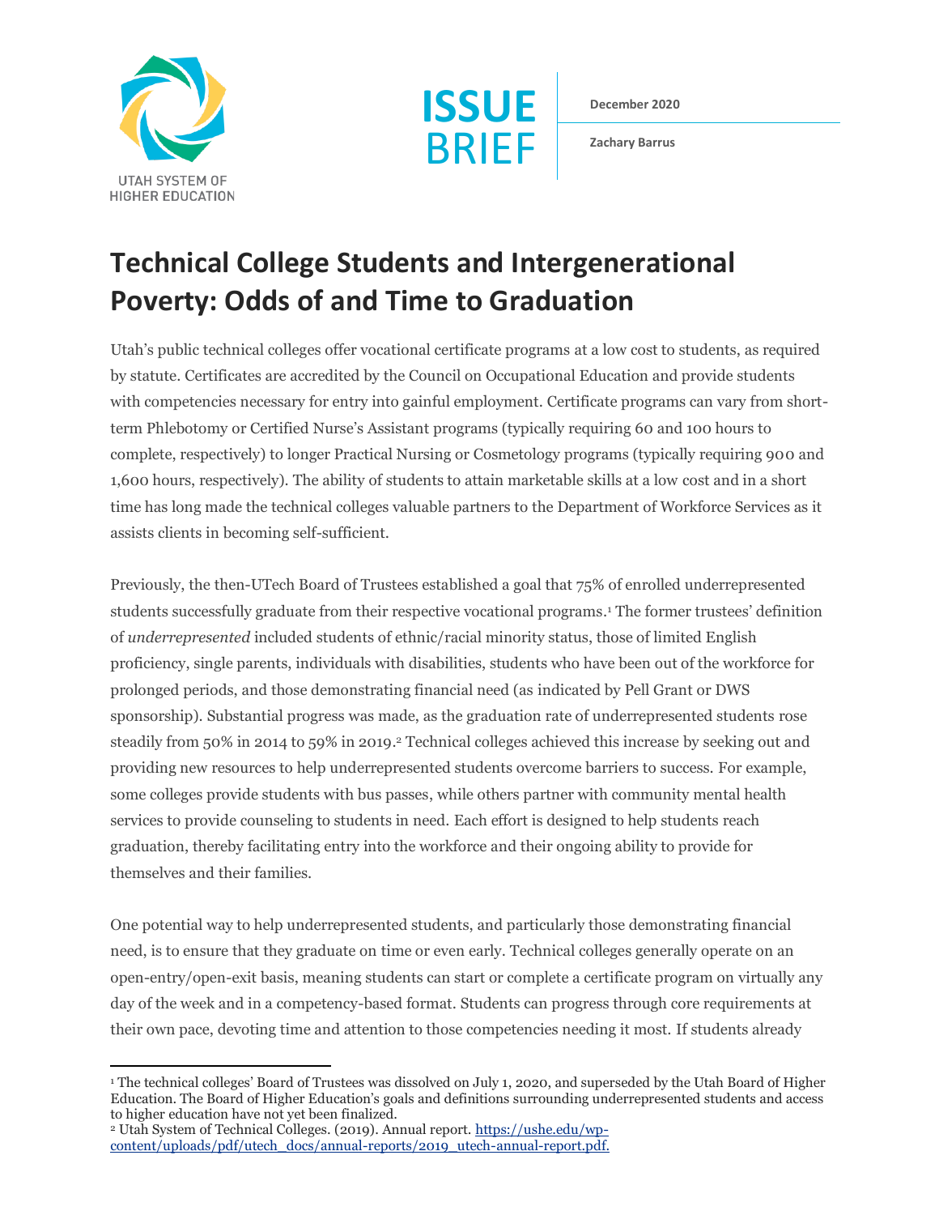UTAH SYSTEM OF HIGHER EDUCATION

ISSUE BRIEF

**December 2020**

**Zachary Barrus**

# Technical College Students and Intergenerational Poverty: Odds of and Time to Graduation

Utah's public technical colleges offer vocational certificate programs at a low cost to students, as required by statute. Certificates are accredited by the Council on Occupational Education and provide students with competencies necessary for entry into gainful employment. Certificate programs can vary from short-term Phlebotomy or Certified Nurse's Assistant programs (typically requiring 60 and 100 hours to complete, respectively) to longer Practical Nursing or Cosmetology programs (typically requiring 900 and 1,600 hours, respectively). The ability of students to attain marketable skills at a low cost and in a short time has long made the technical colleges valuable partners to the Department of Workforce Services as it assists clients in becoming self-sufficient.

Previously, the then-UTech Board of Trustees established a goal that 75% of enrolled underrepresented students successfully graduate from their respective vocational programs.[1] The former trustees' definition of *underrepresented* included students of ethnic/racial minority status, those of limited English proficiency, single parents, individuals with disabilities, students who have been out of the workforce for prolonged periods, and those demonstrating financial need (as indicated by Pell Grant or DWS sponsorship). Substantial progress was made, as the graduation rate of underrepresented students rose steadily from 50% in 2014 to 59% in 2019.[2] Technical colleges achieved this increase by seeking out and providing new resources to help underrepresented students overcome barriers to success. For example, some colleges provide students with bus passes, while others partner with community mental health services to provide counseling to students in need. Each effort is designed to help students reach graduation, thereby facilitating entry into the workforce and their ongoing ability to provide for themselves and their families.

One potential way to help underrepresented students, and particularly those demonstrating financial need, is to ensure that they graduate on time or even early. Technical colleges generally operate on an open-entry/open-exit basis, meaning students can start or complete a certificate program on virtually any day of the week and in a competency-based format. Students can progress through core requirements at their own pace, devoting time and attention to those competencies needing it most. If students already

---

[1] The technical colleges' Board of Trustees was dissolved on July 1, 2020, and superseded by the Utah Board of Higher Education. The Board of Higher Education's goals and definitions surrounding underrepresented students and access to higher education have not yet been finalized.

[2] Utah System of Technical Colleges. (2019). Annual report. https://ushe.edu/wp-content/uploads/pdf/utech_docs/annual-reports/2019_utech-annual-report.pdf.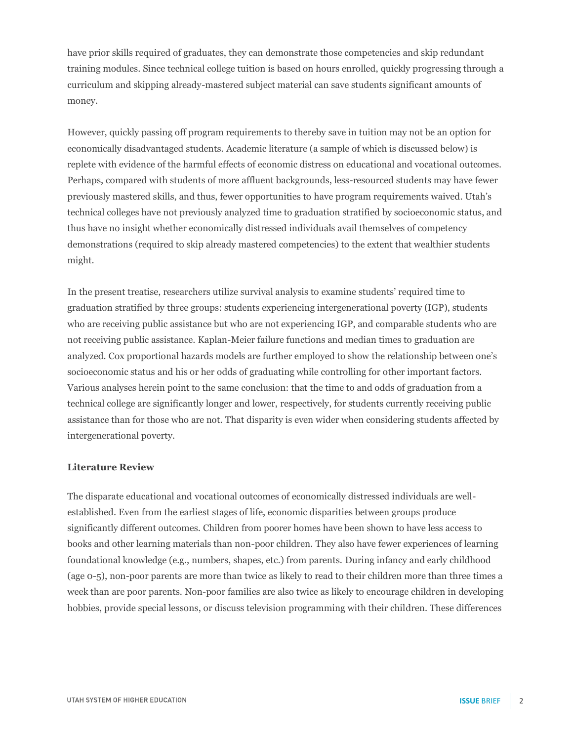have prior skills required of graduates, they can demonstrate those competencies and skip redundant training modules. Since technical college tuition is based on hours enrolled, quickly progressing through a curriculum and skipping already-mastered subject material can save students significant amounts of money.

However, quickly passing off program requirements to thereby save in tuition may not be an option for economically disadvantaged students. Academic literature (a sample of which is discussed below) is replete with evidence of the harmful effects of economic distress on educational and vocational outcomes. Perhaps, compared with students of more affluent backgrounds, less-resourced students may have fewer previously mastered skills, and thus, fewer opportunities to have program requirements waived. Utah's technical colleges have not previously analyzed time to graduation stratified by socioeconomic status, and thus have no insight whether economically distressed individuals avail themselves of competency demonstrations (required to skip already mastered competencies) to the extent that wealthier students might.

In the present treatise, researchers utilize survival analysis to examine students' required time to graduation stratified by three groups: students experiencing intergenerational poverty (IGP), students who are receiving public assistance but who are not experiencing IGP, and comparable students who are not receiving public assistance. Kaplan-Meier failure functions and median times to graduation are analyzed. Cox proportional hazards models are further employed to show the relationship between one's socioeconomic status and his or her odds of graduating while controlling for other important factors. Various analyses herein point to the same conclusion: that the time to and odds of graduation from a technical college are significantly longer and lower, respectively, for students currently receiving public assistance than for those who are not. That disparity is even wider when considering students affected by intergenerational poverty.

## Literature Review

The disparate educational and vocational outcomes of economically distressed individuals are well-established. Even from the earliest stages of life, economic disparities between groups produce significantly different outcomes. Children from poorer homes have been shown to have less access to books and other learning materials than non-poor children. They also have fewer experiences of learning foundational knowledge (e.g., numbers, shapes, etc.) from parents. During infancy and early childhood (age 0-5), non-poor parents are more than twice as likely to read to their children more than three times a week than are poor parents. Non-poor families are also twice as likely to encourage children in developing hobbies, provide special lessons, or discuss television programming with their children. These differences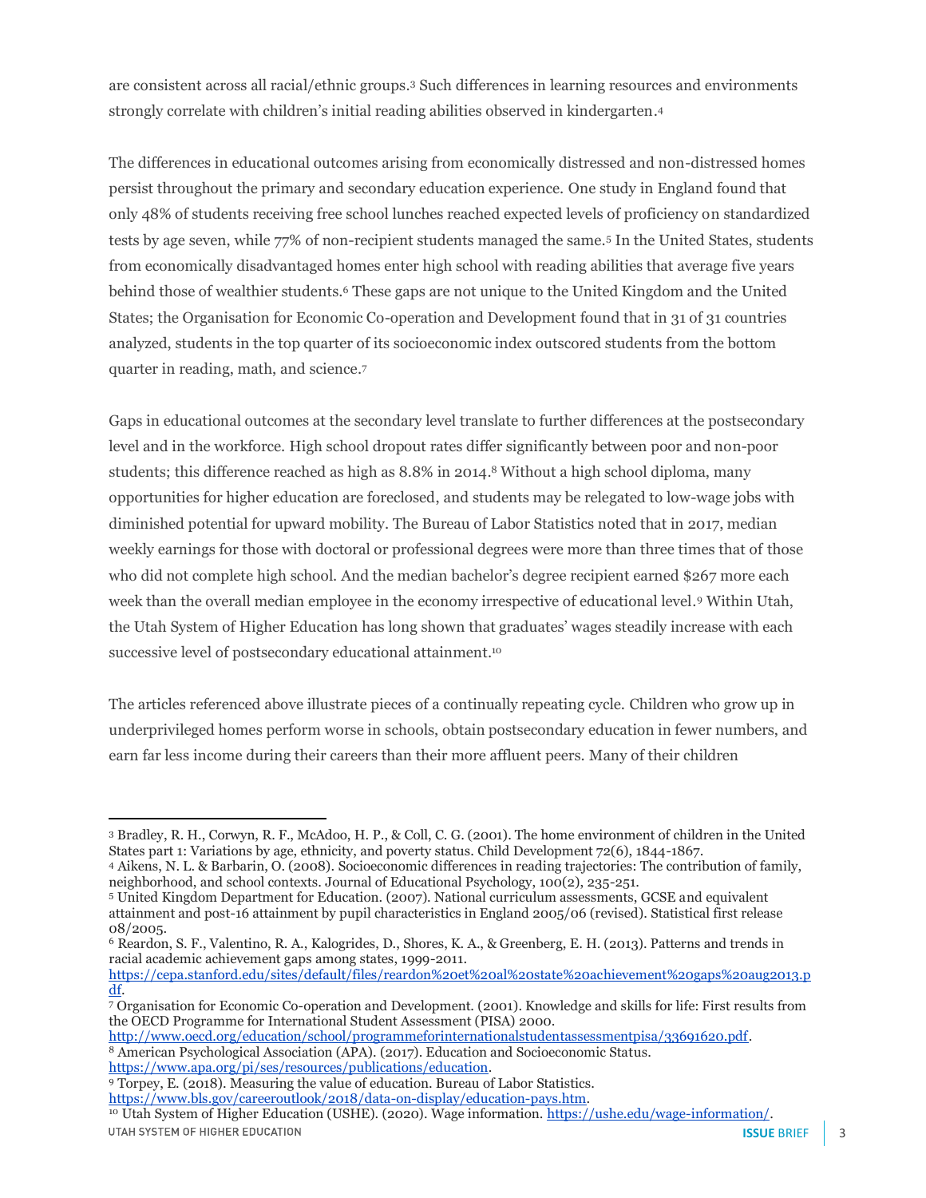are consistent across all racial/ethnic groups.[3] Such differences in learning resources and environments strongly correlate with children's initial reading abilities observed in kindergarten.[4]

The differences in educational outcomes arising from economically distressed and non-distressed homes persist throughout the primary and secondary education experience. One study in England found that only 48% of students receiving free school lunches reached expected levels of proficiency on standardized tests by age seven, while 77% of non-recipient students managed the same.[5] In the United States, students from economically disadvantaged homes enter high school with reading abilities that average five years behind those of wealthier students.[6] These gaps are not unique to the United Kingdom and the United States; the Organisation for Economic Co-operation and Development found that in 31 of 31 countries analyzed, students in the top quarter of its socioeconomic index outscored students from the bottom quarter in reading, math, and science.[7]

Gaps in educational outcomes at the secondary level translate to further differences at the postsecondary level and in the workforce. High school dropout rates differ significantly between poor and non-poor students; this difference reached as high as 8.8% in 2014.[8] Without a high school diploma, many opportunities for higher education are foreclosed, and students may be relegated to low-wage jobs with diminished potential for upward mobility. The Bureau of Labor Statistics noted that in 2017, median weekly earnings for those with doctoral or professional degrees were more than three times that of those who did not complete high school. And the median bachelor's degree recipient earned $267 more each week than the overall median employee in the economy irrespective of educational level.[9] Within Utah, the Utah System of Higher Education has long shown that graduates' wages steadily increase with each successive level of postsecondary educational attainment.[10]

The articles referenced above illustrate pieces of a continually repeating cycle. Children who grow up in underprivileged homes perform worse in schools, obtain postsecondary education in fewer numbers, and earn far less income during their careers than their more affluent peers. Many of their children

---

[3] Bradley, R. H., Corwyn, R. F., McAdoo, H. P., & Coll, C. G. (2001). The home environment of children in the United States part 1: Variations by age, ethnicity, and poverty status. Child Development 72(6), 1844-1867.

[4] Aikens, N. L. & Barbarin, O. (2008). Socioeconomic differences in reading trajectories: The contribution of family, neighborhood, and school contexts. Journal of Educational Psychology, 100(2), 235-251.

[5] United Kingdom Department for Education. (2007). National curriculum assessments, GCSE and equivalent attainment and post-16 attainment by pupil characteristics in England 2005/06 (revised). Statistical first release 08/2005.

[6] Reardon, S. F., Valentino, R. A., Kalogrides, D., Shores, K. A., & Greenberg, E. H. (2013). Patterns and trends in racial academic achievement gaps among states, 1999-2011. https://cepa.stanford.edu/sites/default/files/reardon%20et%20al%20state%20achievement%20gaps%20aug2013.pdf.

[7] Organisation for Economic Co-operation and Development. (2001). Knowledge and skills for life: First results from the OECD Programme for International Student Assessment (PISA) 2000. http://www.oecd.org/education/school/programmeforinternationalstudentassessmentpisa/33691620.pdf.

[8] American Psychological Association (APA). (2017). Education and Socioeconomic Status. https://www.apa.org/pi/ses/resources/publications/education.

[9] Torpey, E. (2018). Measuring the value of education. Bureau of Labor Statistics. https://www.bls.gov/careeroutlook/2018/data-on-display/education-pays.htm.

[10] Utah System of Higher Education (USHE). (2020). Wage information. https://ushe.edu/wage-information/.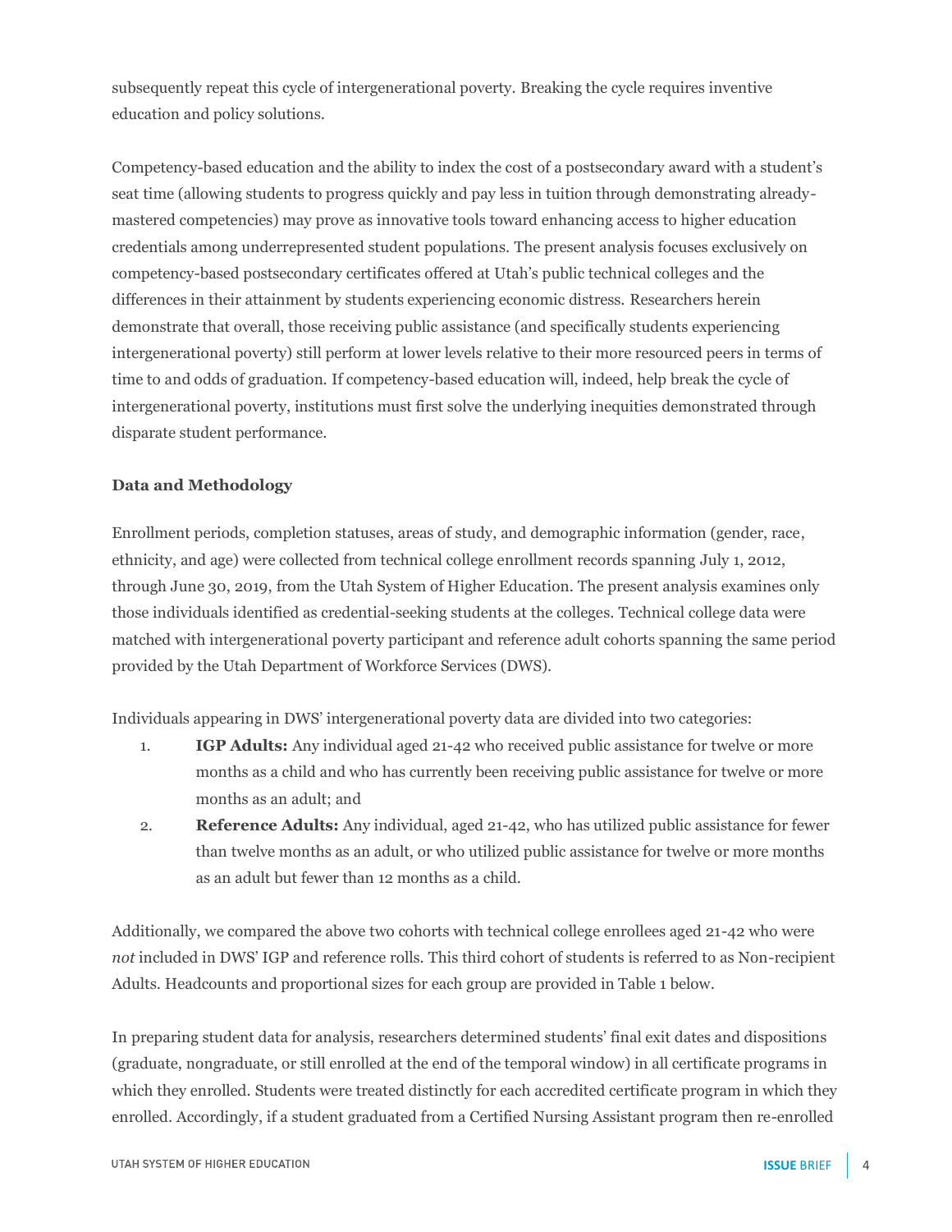subsequently repeat this cycle of intergenerational poverty. Breaking the cycle requires inventive education and policy solutions.

Competency-based education and the ability to index the cost of a postsecondary award with a student's seat time (allowing students to progress quickly and pay less in tuition through demonstrating already-mastered competencies) may prove as innovative tools toward enhancing access to higher education credentials among underrepresented student populations. The present analysis focuses exclusively on competency-based postsecondary certificates offered at Utah's public technical colleges and the differences in their attainment by students experiencing economic distress. Researchers herein demonstrate that overall, those receiving public assistance (and specifically students experiencing intergenerational poverty) still perform at lower levels relative to their more resourced peers in terms of time to and odds of graduation. If competency-based education will, indeed, help break the cycle of intergenerational poverty, institutions must first solve the underlying inequities demonstrated through disparate student performance.

### Data and Methodology

Enrollment periods, completion statuses, areas of study, and demographic information (gender, race, ethnicity, and age) were collected from technical college enrollment records spanning July 1, 2012, through June 30, 2019, from the Utah System of Higher Education. The present analysis examines only those individuals identified as credential-seeking students at the colleges. Technical college data were matched with intergenerational poverty participant and reference adult cohorts spanning the same period provided by the Utah Department of Workforce Services (DWS).

Individuals appearing in DWS' intergenerational poverty data are divided into two categories:

1. **IGP Adults:** Any individual aged 21-42 who received public assistance for twelve or more months as a child and who has currently been receiving public assistance for twelve or more months as an adult; and
2. **Reference Adults:** Any individual, aged 21-42, who has utilized public assistance for fewer than twelve months as an adult, or who utilized public assistance for twelve or more months as an adult but fewer than 12 months as a child.

Additionally, we compared the above two cohorts with technical college enrollees aged 21-42 who were *not* included in DWS' IGP and reference rolls. This third cohort of students is referred to as Non-recipient Adults. Headcounts and proportional sizes for each group are provided in Table 1 below.

In preparing student data for analysis, researchers determined students' final exit dates and dispositions (graduate, nongraduate, or still enrolled at the end of the temporal window) in all certificate programs in which they enrolled. Students were treated distinctly for each accredited certificate program in which they enrolled. Accordingly, if a student graduated from a Certified Nursing Assistant program then re-enrolled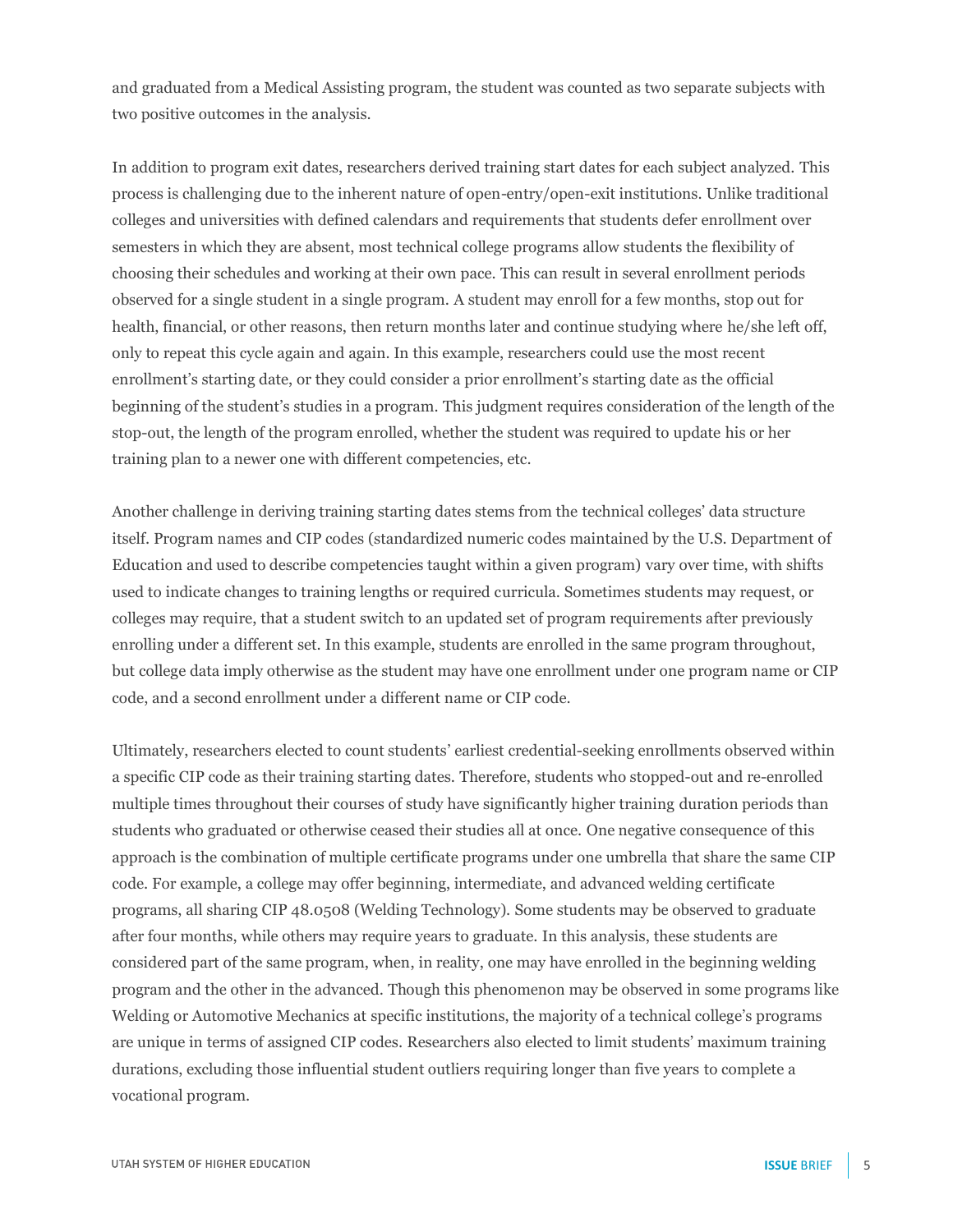and graduated from a Medical Assisting program, the student was counted as two separate subjects with two positive outcomes in the analysis.

In addition to program exit dates, researchers derived training start dates for each subject analyzed. This process is challenging due to the inherent nature of open-entry/open-exit institutions. Unlike traditional colleges and universities with defined calendars and requirements that students defer enrollment over semesters in which they are absent, most technical college programs allow students the flexibility of choosing their schedules and working at their own pace. This can result in several enrollment periods observed for a single student in a single program. A student may enroll for a few months, stop out for health, financial, or other reasons, then return months later and continue studying where he/she left off, only to repeat this cycle again and again. In this example, researchers could use the most recent enrollment's starting date, or they could consider a prior enrollment's starting date as the official beginning of the student's studies in a program. This judgment requires consideration of the length of the stop-out, the length of the program enrolled, whether the student was required to update his or her training plan to a newer one with different competencies, etc.

Another challenge in deriving training starting dates stems from the technical colleges' data structure itself. Program names and CIP codes (standardized numeric codes maintained by the U.S. Department of Education and used to describe competencies taught within a given program) vary over time, with shifts used to indicate changes to training lengths or required curricula. Sometimes students may request, or colleges may require, that a student switch to an updated set of program requirements after previously enrolling under a different set. In this example, students are enrolled in the same program throughout, but college data imply otherwise as the student may have one enrollment under one program name or CIP code, and a second enrollment under a different name or CIP code.

Ultimately, researchers elected to count students' earliest credential-seeking enrollments observed within a specific CIP code as their training starting dates. Therefore, students who stopped-out and re-enrolled multiple times throughout their courses of study have significantly higher training duration periods than students who graduated or otherwise ceased their studies all at once. One negative consequence of this approach is the combination of multiple certificate programs under one umbrella that share the same CIP code. For example, a college may offer beginning, intermediate, and advanced welding certificate programs, all sharing CIP 48.0508 (Welding Technology). Some students may be observed to graduate after four months, while others may require years to graduate. In this analysis, these students are considered part of the same program, when, in reality, one may have enrolled in the beginning welding program and the other in the advanced. Though this phenomenon may be observed in some programs like Welding or Automotive Mechanics at specific institutions, the majority of a technical college's programs are unique in terms of assigned CIP codes. Researchers also elected to limit students' maximum training durations, excluding those influential student outliers requiring longer than five years to complete a vocational program.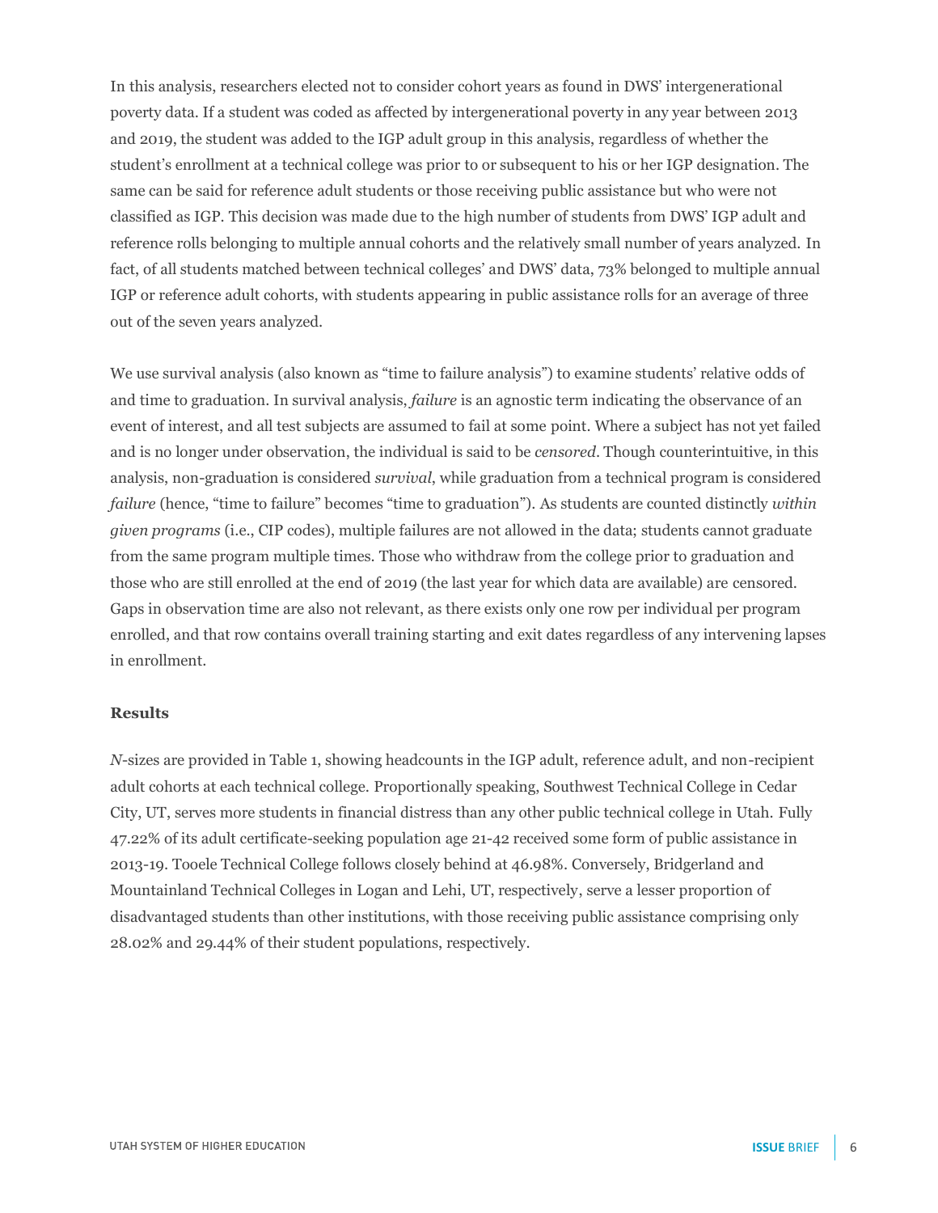In this analysis, researchers elected not to consider cohort years as found in DWS' intergenerational poverty data. If a student was coded as affected by intergenerational poverty in any year between 2013 and 2019, the student was added to the IGP adult group in this analysis, regardless of whether the student's enrollment at a technical college was prior to or subsequent to his or her IGP designation. The same can be said for reference adult students or those receiving public assistance but who were not classified as IGP. This decision was made due to the high number of students from DWS' IGP adult and reference rolls belonging to multiple annual cohorts and the relatively small number of years analyzed. In fact, of all students matched between technical colleges' and DWS' data, 73% belonged to multiple annual IGP or reference adult cohorts, with students appearing in public assistance rolls for an average of three out of the seven years analyzed.

We use survival analysis (also known as "time to failure analysis") to examine students' relative odds of and time to graduation. In survival analysis, *failure* is an agnostic term indicating the observance of an event of interest, and all test subjects are assumed to fail at some point. Where a subject has not yet failed and is no longer under observation, the individual is said to be *censored*. Though counterintuitive, in this analysis, non-graduation is considered *survival*, while graduation from a technical program is considered *failure* (hence, "time to failure" becomes "time to graduation"). As students are counted distinctly *within given programs* (i.e., CIP codes), multiple failures are not allowed in the data; students cannot graduate from the same program multiple times. Those who withdraw from the college prior to graduation and those who are still enrolled at the end of 2019 (the last year for which data are available) are censored. Gaps in observation time are also not relevant, as there exists only one row per individual per program enrolled, and that row contains overall training starting and exit dates regardless of any intervening lapses in enrollment.

**Results**

*N*-sizes are provided in Table 1, showing headcounts in the IGP adult, reference adult, and non-recipient adult cohorts at each technical college. Proportionally speaking, Southwest Technical College in Cedar City, UT, serves more students in financial distress than any other public technical college in Utah. Fully 47.22% of its adult certificate-seeking population age 21-42 received some form of public assistance in 2013-19. Tooele Technical College follows closely behind at 46.98%. Conversely, Bridgerland and Mountainland Technical Colleges in Logan and Lehi, UT, respectively, serve a lesser proportion of disadvantaged students than other institutions, with those receiving public assistance comprising only 28.02% and 29.44% of their student populations, respectively.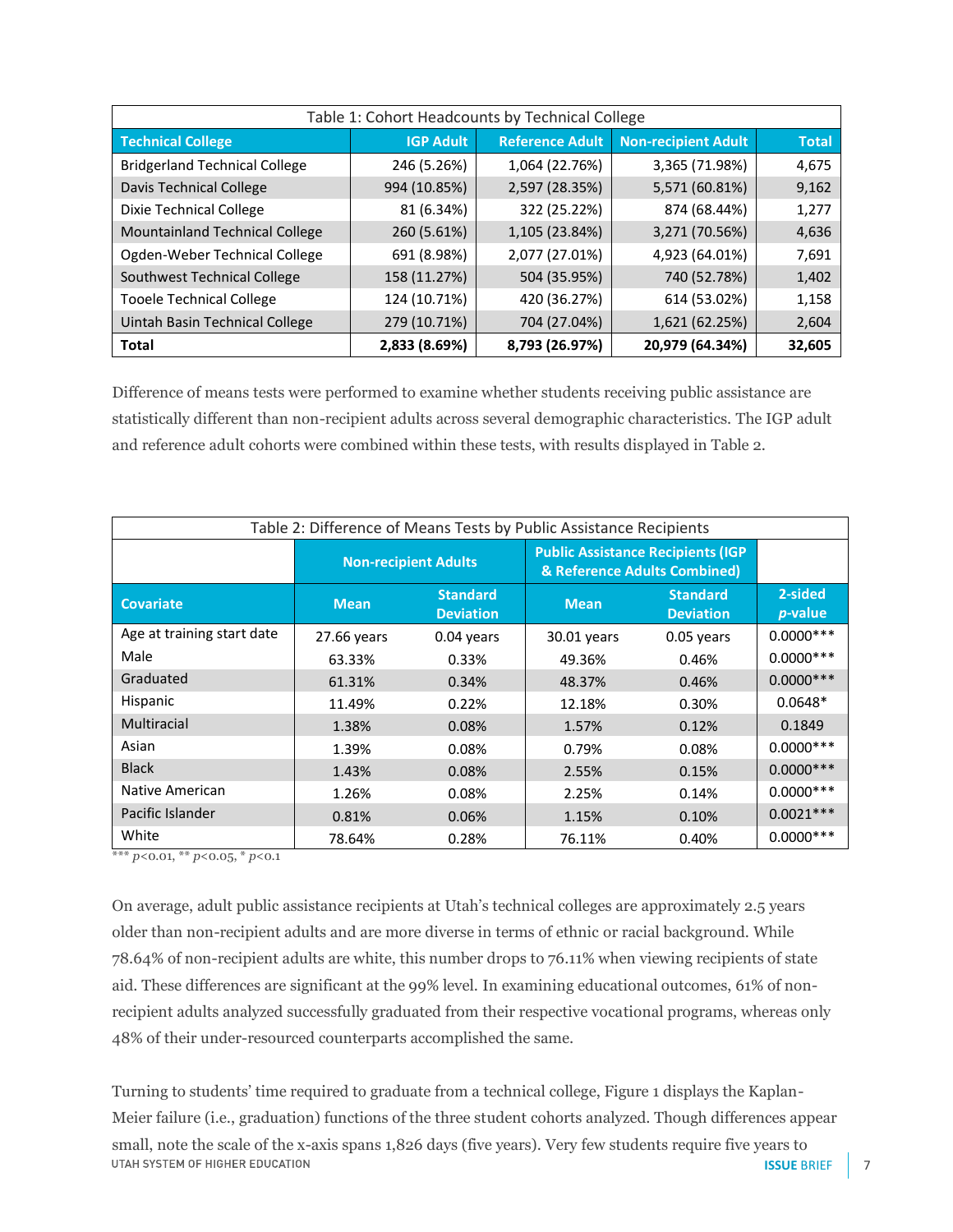Table 1: Cohort Headcounts by Technical College

| Technical College | IGP Adult | Reference Adult | Non-recipient Adult | Total |
|---|---|---|---|---|
| Bridgerland Technical College | 246 (5.26%) | 1,064 (22.76%) | 3,365 (71.98%) | 4,675 |
| Davis Technical College | 994 (10.85%) | 2,597 (28.35%) | 5,571 (60.81%) | 9,162 |
| Dixie Technical College | 81 (6.34%) | 322 (25.22%) | 874 (68.44%) | 1,277 |
| Mountainland Technical College | 260 (5.61%) | 1,105 (23.84%) | 3,271 (70.56%) | 4,636 |
| Ogden-Weber Technical College | 691 (8.98%) | 2,077 (27.01%) | 4,923 (64.01%) | 7,691 |
| Southwest Technical College | 158 (11.27%) | 504 (35.95%) | 740 (52.78%) | 1,402 |
| Tooele Technical College | 124 (10.71%) | 420 (36.27%) | 614 (53.02%) | 1,158 |
| Uintah Basin Technical College | 279 (10.71%) | 704 (27.04%) | 1,621 (62.25%) | 2,604 |
| **Total** | **2,833 (8.69%)** | **8,793 (26.97%)** | **20,979 (64.34%)** | **32,605** |

Difference of means tests were performed to examine whether students receiving public assistance are statistically different than non-recipient adults across several demographic characteristics. The IGP adult and reference adult cohorts were combined within these tests, with results displayed in Table 2.

Table 2: Difference of Means Tests by Public Assistance Recipients

| | Non-recipient Adults | | Public Assistance Recipients (IGP & Reference Adults Combined) | | |
|---|---|---|---|---|---|
| **Covariate** | **Mean** | **Standard Deviation** | **Mean** | **Standard Deviation** | **2-sided *p*-value** |
| Age at training start date | 27.66 years | 0.04 years | 30.01 years | 0.05 years | 0.0000*** |
| Male | 63.33% | 0.33% | 49.36% | 0.46% | 0.0000*** |
| Graduated | 61.31% | 0.34% | 48.37% | 0.46% | 0.0000*** |
| Hispanic | 11.49% | 0.22% | 12.18% | 0.30% | 0.0648* |
| Multiracial | 1.38% | 0.08% | 1.57% | 0.12% | 0.1849 |
| Asian | 1.39% | 0.08% | 0.79% | 0.08% | 0.0000*** |
| Black | 1.43% | 0.08% | 2.55% | 0.15% | 0.0000*** |
| Native American | 1.26% | 0.08% | 2.25% | 0.14% | 0.0000*** |
| Pacific Islander | 0.81% | 0.06% | 1.15% | 0.10% | 0.0021*** |
| White | 78.64% | 0.28% | 76.11% | 0.40% | 0.0000*** |

*** $p<0.01$, ** $p<0.05$, * $p<0.1$

On average, adult public assistance recipients at Utah's technical colleges are approximately 2.5 years older than non-recipient adults and are more diverse in terms of ethnic or racial background. While 78.64% of non-recipient adults are white, this number drops to 76.11% when viewing recipients of state aid. These differences are significant at the 99% level. In examining educational outcomes, 61% of non-recipient adults analyzed successfully graduated from their respective vocational programs, whereas only 48% of their under-resourced counterparts accomplished the same.

Turning to students' time required to graduate from a technical college, Figure 1 displays the Kaplan-Meier failure (i.e., graduation) functions of the three student cohorts analyzed. Though differences appear small, note the scale of the x-axis spans 1,826 days (five years). Very few students require five years to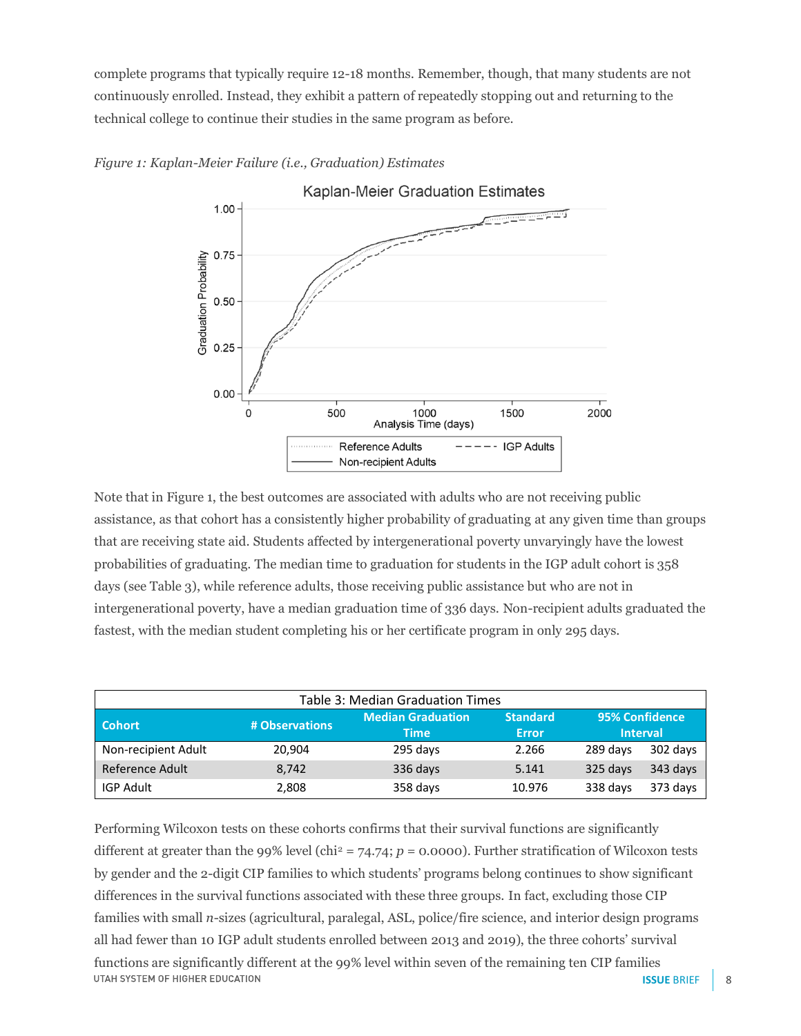complete programs that typically require 12-18 months. Remember, though, that many students are not continuously enrolled. Instead, they exhibit a pattern of repeatedly stopping out and returning to the technical college to continue their studies in the same program as before.

*Figure 1: Kaplan-Meier Failure (i.e., Graduation) Estimates*

Kaplan-Meier Graduation Estimates

Graduation Probability

1.00
0.75
0.50
0.25
0.00

0
500
1000
1500
2000

Analysis Time (days)

Reference Adults
IGP Adults
Non-recipient Adults

Note that in Figure 1, the best outcomes are associated with adults who are not receiving public assistance, as that cohort has a consistently higher probability of graduating at any given time than groups that are receiving state aid. Students affected by intergenerational poverty unvaryingly have the lowest probabilities of graduating. The median time to graduation for students in the IGP adult cohort is 358 days (see Table 3), while reference adults, those receiving public assistance but who are not in intergenerational poverty, have a median graduation time of 336 days. Non-recipient adults graduated the fastest, with the median student completing his or her certificate program in only 295 days.

Table 3: Median Graduation Times

| Cohort | # Observations | Median Graduation Time | Standard Error | 95% Confidence Interval | |
|---|---|---|---|---|---|
| Non-recipient Adult | 20,904 | 295 days | 2.266 | 289 days | 302 days |
| Reference Adult | 8,742 | 336 days | 5.141 | 325 days | 343 days |
| IGP Adult | 2,808 | 358 days | 10.976 | 338 days | 373 days |

Performing Wilcoxon tests on these cohorts confirms that their survival functions are significantly different at greater than the 99% level ($chi^2 = 74.74$; $p = 0.0000$). Further stratification of Wilcoxon tests by gender and the 2-digit CIP families to which students' programs belong continues to show significant differences in the survival functions associated with these three groups. In fact, excluding those CIP families with small *n*-sizes (agricultural, paralegal, ASL, police/fire science, and interior design programs all had fewer than 10 IGP adult students enrolled between 2013 and 2019), the three cohorts' survival functions are significantly different at the 99% level within seven of the remaining ten CIP families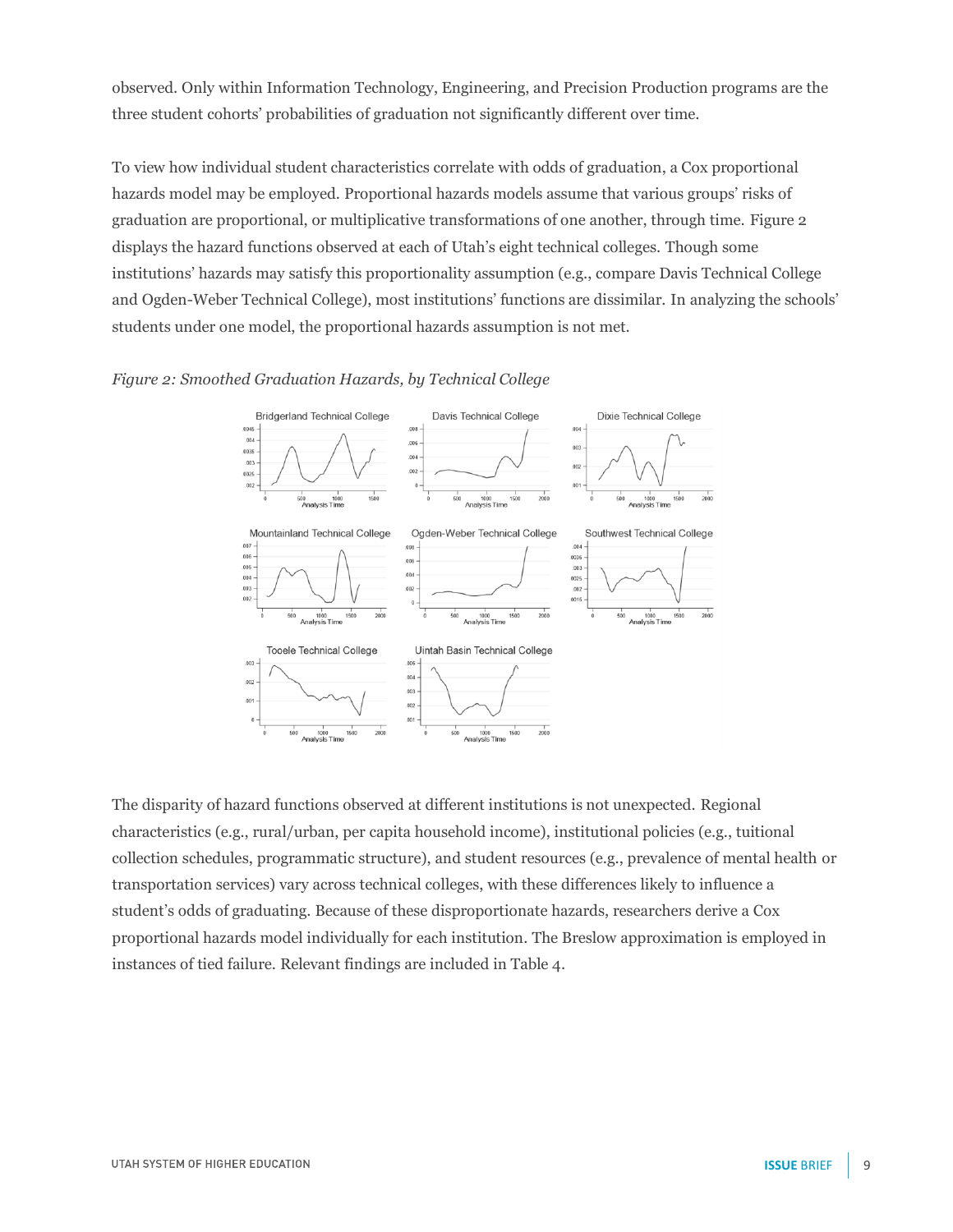observed. Only within Information Technology, Engineering, and Precision Production programs are the three student cohorts' probabilities of graduation not significantly different over time.

To view how individual student characteristics correlate with odds of graduation, a Cox proportional hazards model may be employed. Proportional hazards models assume that various groups' risks of graduation are proportional, or multiplicative transformations of one another, through time. Figure 2 displays the hazard functions observed at each of Utah's eight technical colleges. Though some institutions' hazards may satisfy this proportionality assumption (e.g., compare Davis Technical College and Ogden-Weber Technical College), most institutions' functions are dissimilar. In analyzing the schools' students under one model, the proportional hazards assumption is not met.

*Figure 2: Smoothed Graduation Hazards, by Technical College*

Bridgerland Technical College
.0045
.004
.0035
.003
.0025
.002
0 500 1000 1500
Analysis Time

Davis Technical College
.008
.006
.004
.002
0
0 500 1000 1500 2000
Analysis Time

Dixie Technical College
.004
.003
.002
.001
0 500 1000 1500 2000
Analysis Time

Mountainland Technical College
.007
.006
.005
.004
.003
.002
0 500 1000 1500 2000
Analysis Time

Ogden-Weber Technical College
.008
.006
.004
.002
0
0 500 1000 1500 2000
Analysis Time

Southwest Technical College
.004
.0035
.003
.0025
.002
.0015
0 500 1000 1500 2000
Analysis Time

Tooele Technical College
.003
.002
.001
0
0 500 1000 1500 2000
Analysis Time

Uintah Basin Technical College
.005
.004
.003
.002
.001
0 500 1000 1500 2000
Analysis Time

The disparity of hazard functions observed at different institutions is not unexpected. Regional characteristics (e.g., rural/urban, per capita household income), institutional policies (e.g., tuitional collection schedules, programmatic structure), and student resources (e.g., prevalence of mental health or transportation services) vary across technical colleges, with these differences likely to influence a student's odds of graduating. Because of these disproportionate hazards, researchers derive a Cox proportional hazards model individually for each institution. The Breslow approximation is employed in instances of tied failure. Relevant findings are included in Table 4.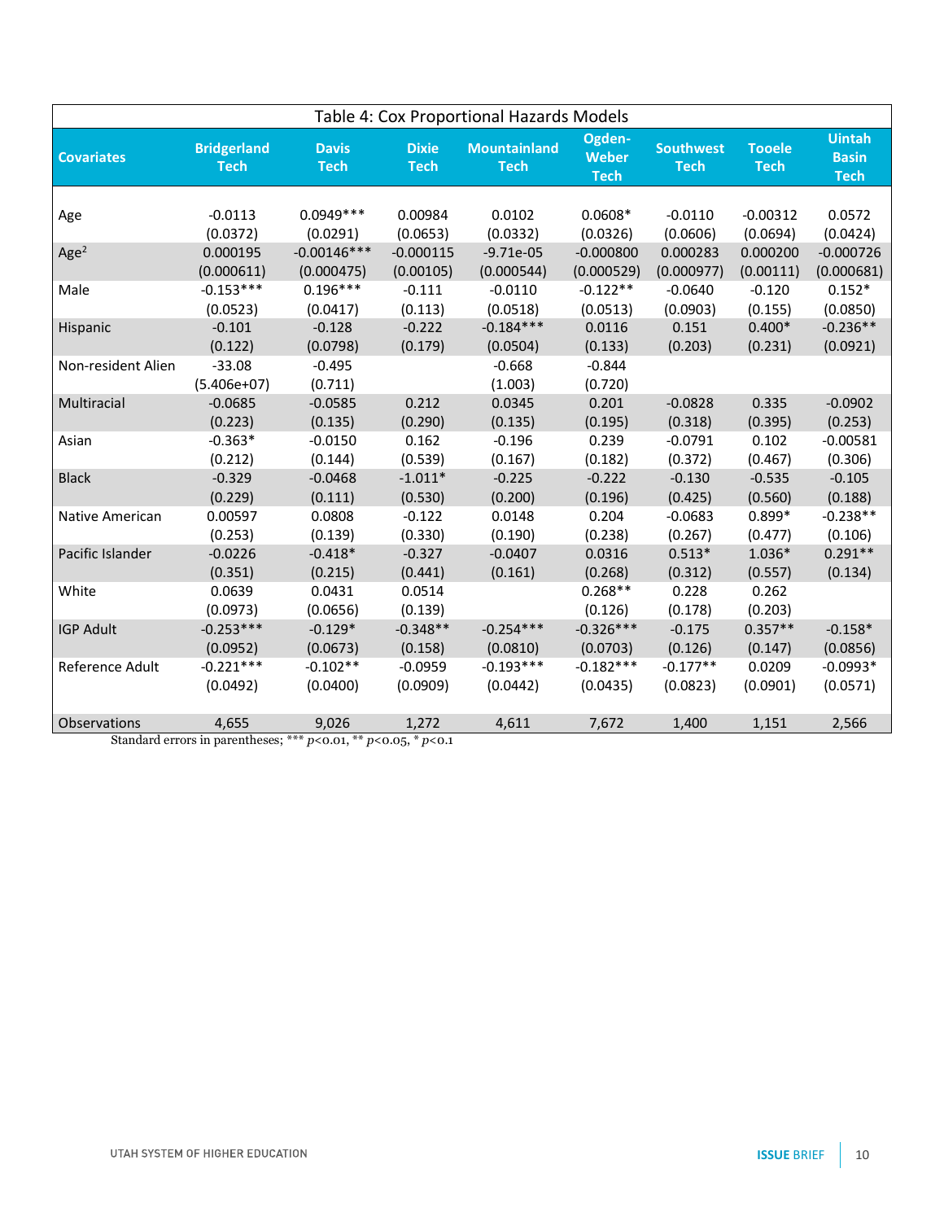Table 4: Cox Proportional Hazards Models

| Covariates | Bridgerland Tech | Davis Tech | Dixie Tech | Mountainland Tech | Ogden-Weber Tech | Southwest Tech | Tooele Tech | Uintah Basin Tech |
|---|---|---|---|---|---|---|---|---|
| Age | -0.0113 | 0.0949*** | 0.00984 | 0.0102 | 0.0608* | -0.0110 | -0.00312 | 0.0572 |
| | (0.0372) | (0.0291) | (0.0653) | (0.0332) | (0.0326) | (0.0606) | (0.0694) | (0.0424) |
| Age$^2$ | 0.000195 | -0.00146*** | -0.000115 | -9.71e-05 | -0.000800 | 0.000283 | 0.000200 | -0.000726 |
| | (0.000611) | (0.000475) | (0.00105) | (0.000544) | (0.000529) | (0.000977) | (0.00111) | (0.000681) |
| Male | -0.153*** | 0.196*** | -0.111 | -0.0110 | -0.122** | -0.0640 | -0.120 | 0.152* |
| | (0.0523) | (0.0417) | (0.113) | (0.0518) | (0.0513) | (0.0903) | (0.155) | (0.0850) |
| Hispanic | -0.101 | -0.128 | -0.222 | -0.184*** | 0.0116 | 0.151 | 0.400* | -0.236** |
| | (0.122) | (0.0798) | (0.179) | (0.0504) | (0.133) | (0.203) | (0.231) | (0.0921) |
| Non-resident Alien | -33.08 | -0.495 | | -0.668 | -0.844 | | | |
| | (5.406e+07) | (0.711) | | (1.003) | (0.720) | | | |
| Multiracial | -0.0685 | -0.0585 | 0.212 | 0.0345 | 0.201 | -0.0828 | 0.335 | -0.0902 |
| | (0.223) | (0.135) | (0.290) | (0.135) | (0.195) | (0.318) | (0.395) | (0.253) |
| Asian | -0.363* | -0.0150 | 0.162 | -0.196 | 0.239 | -0.0791 | 0.102 | -0.00581 |
| | (0.212) | (0.144) | (0.539) | (0.167) | (0.182) | (0.372) | (0.467) | (0.306) |
| Black | -0.329 | -0.0468 | -1.011* | -0.225 | -0.222 | -0.130 | -0.535 | -0.105 |
| | (0.229) | (0.111) | (0.530) | (0.200) | (0.196) | (0.425) | (0.560) | (0.188) |
| Native American | 0.00597 | 0.0808 | -0.122 | 0.0148 | 0.204 | -0.0683 | 0.899* | -0.238** |
| | (0.253) | (0.139) | (0.330) | (0.190) | (0.238) | (0.267) | (0.477) | (0.106) |
| Pacific Islander | -0.0226 | -0.418* | -0.327 | -0.0407 | 0.0316 | 0.513* | 1.036* | 0.291** |
| | (0.351) | (0.215) | (0.441) | (0.161) | (0.268) | (0.312) | (0.557) | (0.134) |
| White | 0.0639 | 0.0431 | 0.0514 | | 0.268** | 0.228 | 0.262 | |
| | (0.0973) | (0.0656) | (0.139) | | (0.126) | (0.178) | (0.203) | |
| IGP Adult | -0.253*** | -0.129* | -0.348** | -0.254*** | -0.326*** | -0.175 | 0.357** | -0.158* |
| | (0.0952) | (0.0673) | (0.158) | (0.0810) | (0.0703) | (0.126) | (0.147) | (0.0856) |
| Reference Adult | -0.221*** | -0.102** | -0.0959 | -0.193*** | -0.182*** | -0.177** | 0.0209 | -0.0993* |
| | (0.0492) | (0.0400) | (0.0909) | (0.0442) | (0.0435) | (0.0823) | (0.0901) | (0.0571) |
| Observations | 4,655 | 9,026 | 1,272 | 4,611 | 7,672 | 1,400 | 1,151 | 2,566 |

Standard errors in parentheses; *** $p<0.01$, ** $p<0.05$, * $p<0.1$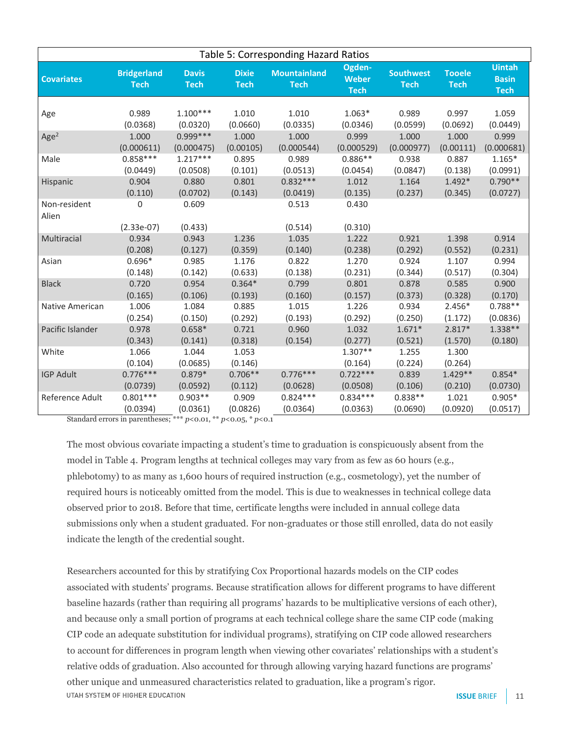| Table 5: Corresponding Hazard Ratios | | | | | | | | |
|---|---|---|---|---|---|---|---|---|
| **Covariates** | **Bridgerland Tech** | **Davis Tech** | **Dixie Tech** | **Mountainland Tech** | **Ogden-Weber Tech** | **Southwest Tech** | **Tooele Tech** | **Uintah Basin Tech** |
| Age | 0.989 | 1.100*** | 1.010 | 1.010 | 1.063* | 0.989 | 0.997 | 1.059 |
| | (0.0368) | (0.0320) | (0.0660) | (0.0335) | (0.0346) | (0.0599) | (0.0692) | (0.0449) |
| $Age^2$ | 1.000 | 0.999*** | 1.000 | 1.000 | 0.999 | 1.000 | 1.000 | 0.999 |
| | (0.000611) | (0.000475) | (0.00105) | (0.000544) | (0.000529) | (0.000977) | (0.00111) | (0.000681) |
| Male | 0.858*** | 1.217*** | 0.895 | 0.989 | 0.886** | 0.938 | 0.887 | 1.165* |
| | (0.0449) | (0.0508) | (0.101) | (0.0513) | (0.0454) | (0.0847) | (0.138) | (0.0991) |
| Hispanic | 0.904 | 0.880 | 0.801 | 0.832*** | 1.012 | 1.164 | 1.492* | 0.790** |
| | (0.110) | (0.0702) | (0.143) | (0.0419) | (0.135) | (0.237) | (0.345) | (0.0727) |
| Non-resident Alien | 0 | 0.609 | | 0.513 | 0.430 | | | |
| | (2.33e-07) | (0.433) | | (0.514) | (0.310) | | | |
| Multiracial | 0.934 | 0.943 | 1.236 | 1.035 | 1.222 | 0.921 | 1.398 | 0.914 |
| | (0.208) | (0.127) | (0.359) | (0.140) | (0.238) | (0.292) | (0.552) | (0.231) |
| Asian | 0.696* | 0.985 | 1.176 | 0.822 | 1.270 | 0.924 | 1.107 | 0.994 |
| | (0.148) | (0.142) | (0.633) | (0.138) | (0.231) | (0.344) | (0.517) | (0.304) |
| Black | 0.720 | 0.954 | 0.364* | 0.799 | 0.801 | 0.878 | 0.585 | 0.900 |
| | (0.165) | (0.106) | (0.193) | (0.160) | (0.157) | (0.373) | (0.328) | (0.170) |
| Native American | 1.006 | 1.084 | 0.885 | 1.015 | 1.226 | 0.934 | 2.456* | 0.788** |
| | (0.254) | (0.150) | (0.292) | (0.193) | (0.292) | (0.250) | (1.172) | (0.0836) |
| Pacific Islander | 0.978 | 0.658* | 0.721 | 0.960 | 1.032 | 1.671* | 2.817* | 1.338** |
| | (0.343) | (0.141) | (0.318) | (0.154) | (0.277) | (0.521) | (1.570) | (0.180) |
| White | 1.066 | 1.044 | 1.053 | | 1.307** | 1.255 | 1.300 | |
| | (0.104) | (0.0685) | (0.146) | | (0.164) | (0.224) | (0.264) | |
| IGP Adult | 0.776*** | 0.879* | 0.706** | 0.776*** | 0.722*** | 0.839 | 1.429** | 0.854* |
| | (0.0739) | (0.0592) | (0.112) | (0.0628) | (0.0508) | (0.106) | (0.210) | (0.0730) |
| Reference Adult | 0.801*** | 0.903** | 0.909 | 0.824*** | 0.834*** | 0.838** | 1.021 | 0.905* |
| | (0.0394) | (0.0361) | (0.0826) | (0.0364) | (0.0363) | (0.0690) | (0.0920) | (0.0517) |

Standard errors in parentheses; *** $p<0.01$, ** $p<0.05$, * $p<0.1$

The most obvious covariate impacting a student's time to graduation is conspicuously absent from the model in Table 4. Program lengths at technical colleges may vary from as few as 60 hours (e.g., phlebotomy) to as many as 1,600 hours of required instruction (e.g., cosmetology), yet the number of required hours is noticeably omitted from the model. This is due to weaknesses in technical college data observed prior to 2018. Before that time, certificate lengths were included in annual college data submissions only when a student graduated. For non-graduates or those still enrolled, data do not easily indicate the length of the credential sought.

Researchers accounted for this by stratifying Cox Proportional hazards models on the CIP codes associated with students' programs. Because stratification allows for different programs to have different baseline hazards (rather than requiring all programs' hazards to be multiplicative versions of each other), and because only a small portion of programs at each technical college share the same CIP code (making CIP code an adequate substitution for individual programs), stratifying on CIP code allowed researchers to account for differences in program length when viewing other covariates' relationships with a student's relative odds of graduation. Also accounted for through allowing varying hazard functions are programs' other unique and unmeasured characteristics related to graduation, like a program's rigor.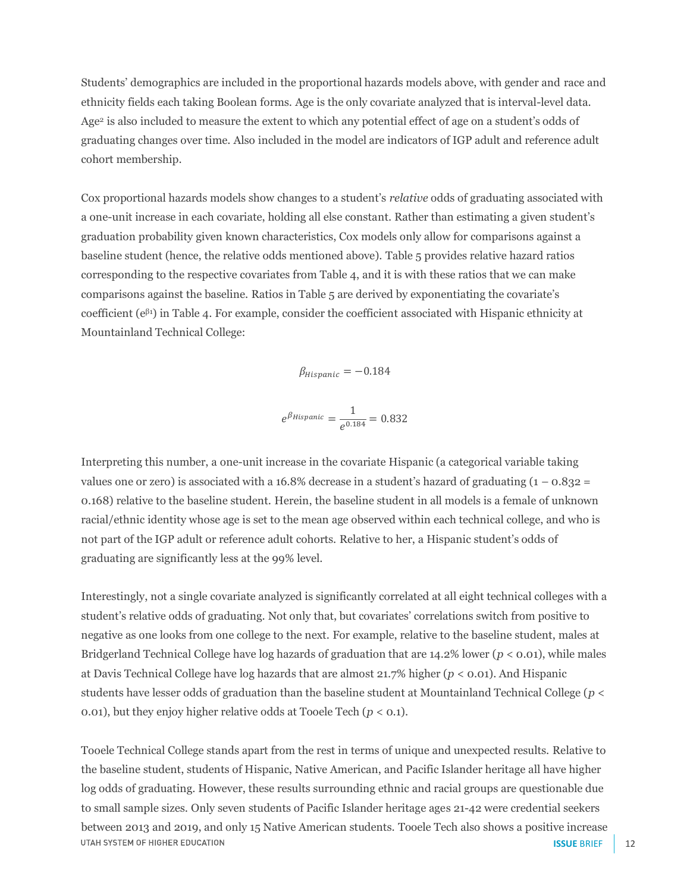Students' demographics are included in the proportional hazards models above, with gender and race and ethnicity fields each taking Boolean forms. Age is the only covariate analyzed that is interval-level data. $Age^2$ is also included to measure the extent to which any potential effect of age on a student's odds of graduating changes over time. Also included in the model are indicators of IGP adult and reference adult cohort membership.

Cox proportional hazards models show changes to a student's *relative* odds of graduating associated with a one-unit increase in each covariate, holding all else constant. Rather than estimating a given student's graduation probability given known characteristics, Cox models only allow for comparisons against a baseline student (hence, the relative odds mentioned above). Table 5 provides relative hazard ratios corresponding to the respective covariates from Table 4, and it is with these ratios that we can make comparisons against the baseline. Ratios in Table 5 are derived by exponentiating the covariate's coefficient ($e^{\beta_1}$) in Table 4. For example, consider the coefficient associated with Hispanic ethnicity at Mountainland Technical College:

$$\beta_{Hispanic} = -0.184$$

$$e^{\beta_{Hispanic}} = \frac{1}{e^{0.184}} = 0.832$$

Interpreting this number, a one-unit increase in the covariate Hispanic (a categorical variable taking values one or zero) is associated with a 16.8% decrease in a student's hazard of graduating (1 – 0.832 = 0.168) relative to the baseline student. Herein, the baseline student in all models is a female of unknown racial/ethnic identity whose age is set to the mean age observed within each technical college, and who is not part of the IGP adult or reference adult cohorts. Relative to her, a Hispanic student's odds of graduating are significantly less at the 99% level.

Interestingly, not a single covariate analyzed is significantly correlated at all eight technical colleges with a student's relative odds of graduating. Not only that, but covariates' correlations switch from positive to negative as one looks from one college to the next. For example, relative to the baseline student, males at Bridgerland Technical College have log hazards of graduation that are 14.2% lower ($p < 0.01$), while males at Davis Technical College have log hazards that are almost 21.7% higher ($p < 0.01$). And Hispanic students have lesser odds of graduation than the baseline student at Mountainland Technical College ($p < 0.01$), but they enjoy higher relative odds at Tooele Tech ($p < 0.1$).

Tooele Technical College stands apart from the rest in terms of unique and unexpected results. Relative to the baseline student, students of Hispanic, Native American, and Pacific Islander heritage all have higher log odds of graduating. However, these results surrounding ethnic and racial groups are questionable due to small sample sizes. Only seven students of Pacific Islander heritage ages 21-42 were credential seekers between 2013 and 2019, and only 15 Native American students. Tooele Tech also shows a positive increase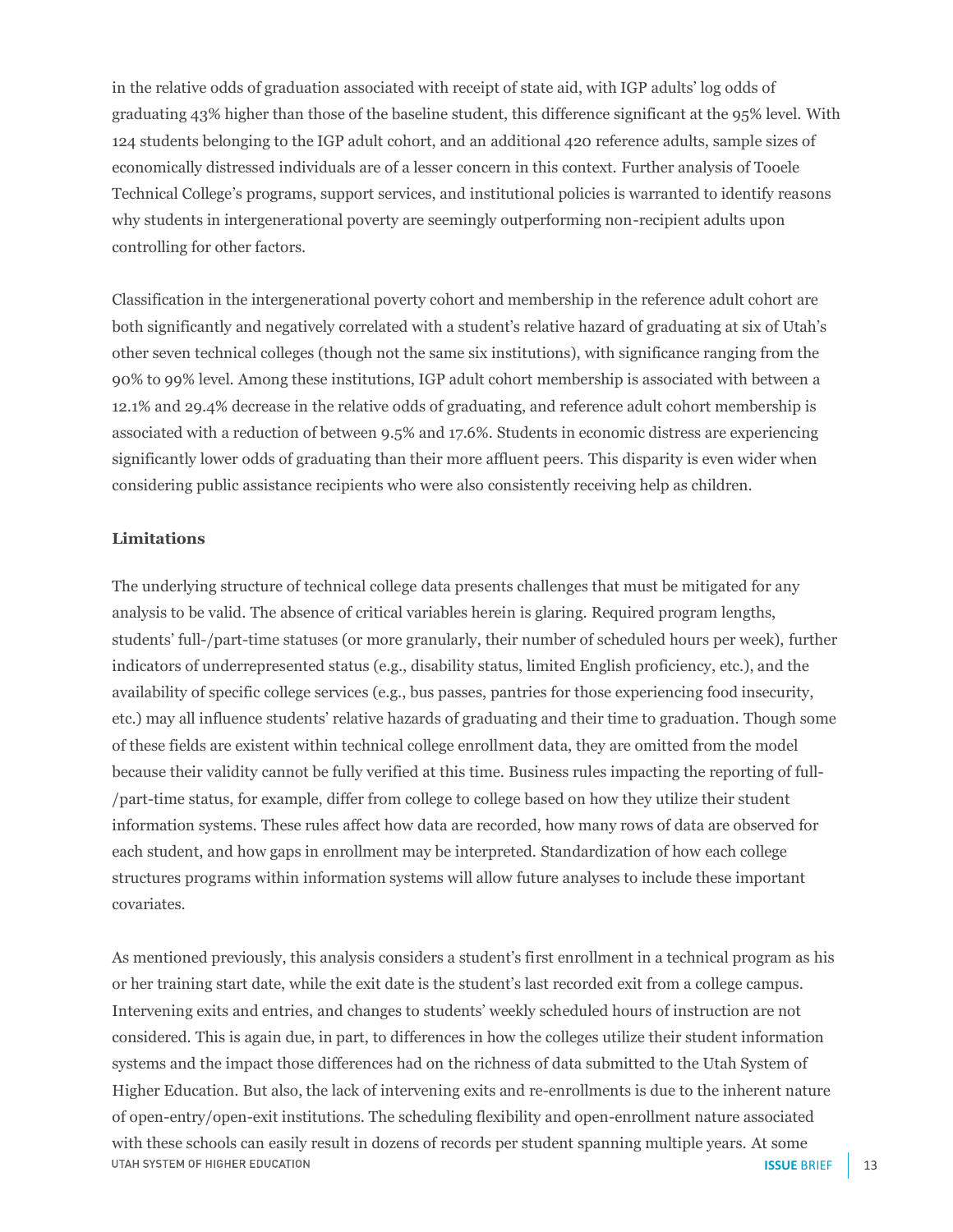in the relative odds of graduation associated with receipt of state aid, with IGP adults' log odds of graduating 43% higher than those of the baseline student, this difference significant at the 95% level. With 124 students belonging to the IGP adult cohort, and an additional 420 reference adults, sample sizes of economically distressed individuals are of a lesser concern in this context. Further analysis of Tooele Technical College's programs, support services, and institutional policies is warranted to identify reasons why students in intergenerational poverty are seemingly outperforming non-recipient adults upon controlling for other factors.

Classification in the intergenerational poverty cohort and membership in the reference adult cohort are both significantly and negatively correlated with a student's relative hazard of graduating at six of Utah's other seven technical colleges (though not the same six institutions), with significance ranging from the 90% to 99% level. Among these institutions, IGP adult cohort membership is associated with between a 12.1% and 29.4% decrease in the relative odds of graduating, and reference adult cohort membership is associated with a reduction of between 9.5% and 17.6%. Students in economic distress are experiencing significantly lower odds of graduating than their more affluent peers. This disparity is even wider when considering public assistance recipients who were also consistently receiving help as children.

**Limitations**

The underlying structure of technical college data presents challenges that must be mitigated for any analysis to be valid. The absence of critical variables herein is glaring. Required program lengths, students' full-/part-time statuses (or more granularly, their number of scheduled hours per week), further indicators of underrepresented status (e.g., disability status, limited English proficiency, etc.), and the availability of specific college services (e.g., bus passes, pantries for those experiencing food insecurity, etc.) may all influence students' relative hazards of graduating and their time to graduation. Though some of these fields are existent within technical college enrollment data, they are omitted from the model because their validity cannot be fully verified at this time. Business rules impacting the reporting of full-/part-time status, for example, differ from college to college based on how they utilize their student information systems. These rules affect how data are recorded, how many rows of data are observed for each student, and how gaps in enrollment may be interpreted. Standardization of how each college structures programs within information systems will allow future analyses to include these important covariates.

As mentioned previously, this analysis considers a student's first enrollment in a technical program as his or her training start date, while the exit date is the student's last recorded exit from a college campus. Intervening exits and entries, and changes to students' weekly scheduled hours of instruction are not considered. This is again due, in part, to differences in how the colleges utilize their student information systems and the impact those differences had on the richness of data submitted to the Utah System of Higher Education. But also, the lack of intervening exits and re-enrollments is due to the inherent nature of open-entry/open-exit institutions. The scheduling flexibility and open-enrollment nature associated with these schools can easily result in dozens of records per student spanning multiple years. At some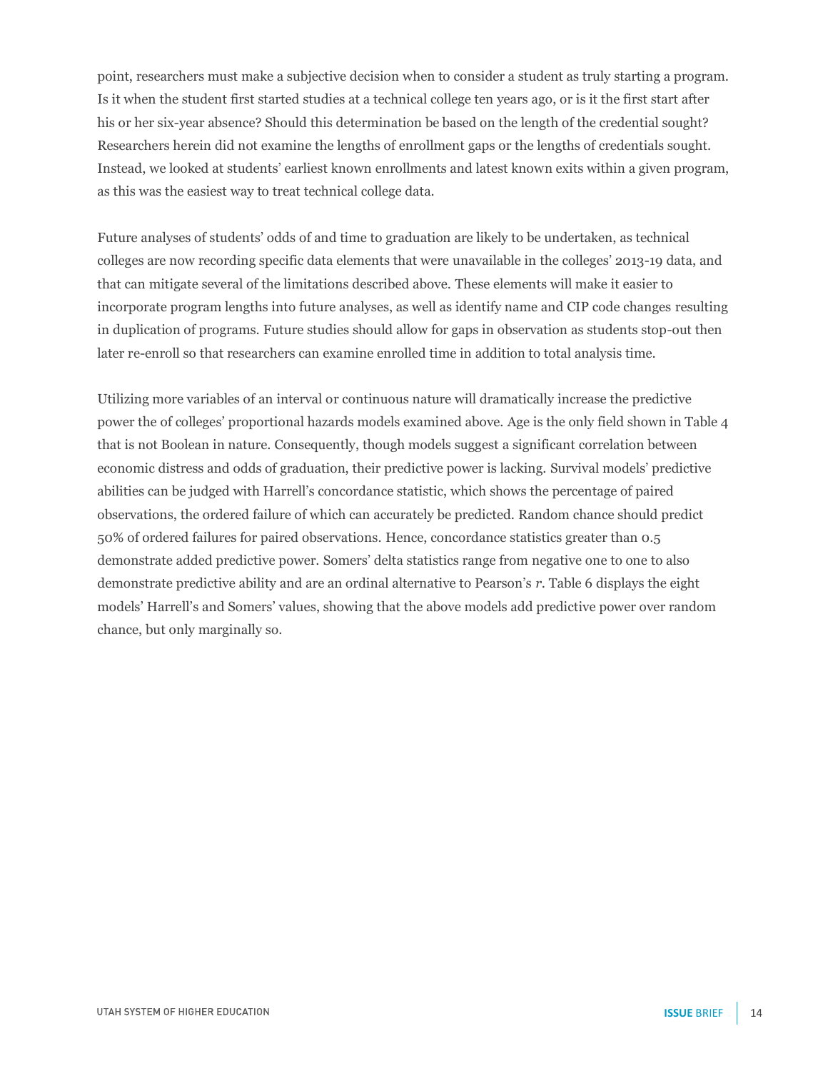point, researchers must make a subjective decision when to consider a student as truly starting a program. Is it when the student first started studies at a technical college ten years ago, or is it the first start after his or her six-year absence? Should this determination be based on the length of the credential sought? Researchers herein did not examine the lengths of enrollment gaps or the lengths of credentials sought. Instead, we looked at students' earliest known enrollments and latest known exits within a given program, as this was the easiest way to treat technical college data.

Future analyses of students' odds of and time to graduation are likely to be undertaken, as technical colleges are now recording specific data elements that were unavailable in the colleges' 2013-19 data, and that can mitigate several of the limitations described above. These elements will make it easier to incorporate program lengths into future analyses, as well as identify name and CIP code changes resulting in duplication of programs. Future studies should allow for gaps in observation as students stop-out then later re-enroll so that researchers can examine enrolled time in addition to total analysis time.

Utilizing more variables of an interval or continuous nature will dramatically increase the predictive power the of colleges' proportional hazards models examined above. Age is the only field shown in Table 4 that is not Boolean in nature. Consequently, though models suggest a significant correlation between economic distress and odds of graduation, their predictive power is lacking. Survival models' predictive abilities can be judged with Harrell's concordance statistic, which shows the percentage of paired observations, the ordered failure of which can accurately be predicted. Random chance should predict 50% of ordered failures for paired observations. Hence, concordance statistics greater than 0.5 demonstrate added predictive power. Somers' delta statistics range from negative one to one to also demonstrate predictive ability and are an ordinal alternative to Pearson's *r*. Table 6 displays the eight models' Harrell's and Somers' values, showing that the above models add predictive power over random chance, but only marginally so.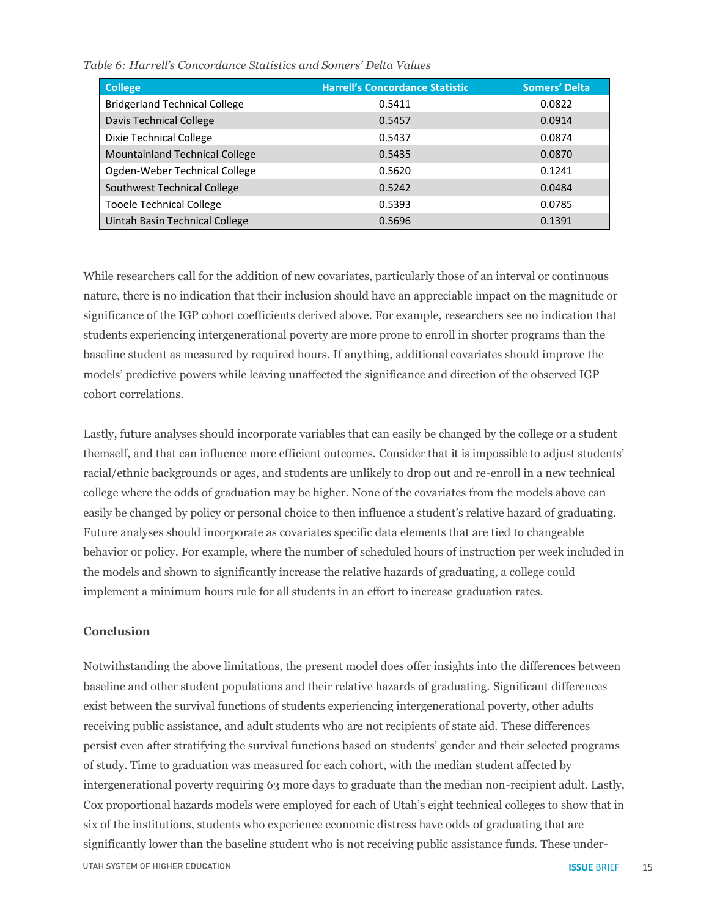*Table 6: Harrell's Concordance Statistics and Somers' Delta Values*

| College | Harrell's Concordance Statistic | Somers' Delta |
|---|---|---|
| Bridgerland Technical College | 0.5411 | 0.0822 |
| Davis Technical College | 0.5457 | 0.0914 |
| Dixie Technical College | 0.5437 | 0.0874 |
| Mountainland Technical College | 0.5435 | 0.0870 |
| Ogden-Weber Technical College | 0.5620 | 0.1241 |
| Southwest Technical College | 0.5242 | 0.0484 |
| Tooele Technical College | 0.5393 | 0.0785 |
| Uintah Basin Technical College | 0.5696 | 0.1391 |

While researchers call for the addition of new covariates, particularly those of an interval or continuous nature, there is no indication that their inclusion should have an appreciable impact on the magnitude or significance of the IGP cohort coefficients derived above. For example, researchers see no indication that students experiencing intergenerational poverty are more prone to enroll in shorter programs than the baseline student as measured by required hours. If anything, additional covariates should improve the models' predictive powers while leaving unaffected the significance and direction of the observed IGP cohort correlations.

Lastly, future analyses should incorporate variables that can easily be changed by the college or a student themself, and that can influence more efficient outcomes. Consider that it is impossible to adjust students' racial/ethnic backgrounds or ages, and students are unlikely to drop out and re-enroll in a new technical college where the odds of graduation may be higher. None of the covariates from the models above can easily be changed by policy or personal choice to then influence a student's relative hazard of graduating. Future analyses should incorporate as covariates specific data elements that are tied to changeable behavior or policy. For example, where the number of scheduled hours of instruction per week included in the models and shown to significantly increase the relative hazards of graduating, a college could implement a minimum hours rule for all students in an effort to increase graduation rates.

### Conclusion

Notwithstanding the above limitations, the present model does offer insights into the differences between baseline and other student populations and their relative hazards of graduating. Significant differences exist between the survival functions of students experiencing intergenerational poverty, other adults receiving public assistance, and adult students who are not recipients of state aid. These differences persist even after stratifying the survival functions based on students' gender and their selected programs of study. Time to graduation was measured for each cohort, with the median student affected by intergenerational poverty requiring 63 more days to graduate than the median non-recipient adult. Lastly, Cox proportional hazards models were employed for each of Utah's eight technical colleges to show that in six of the institutions, students who experience economic distress have odds of graduating that are significantly lower than the baseline student who is not receiving public assistance funds. These under-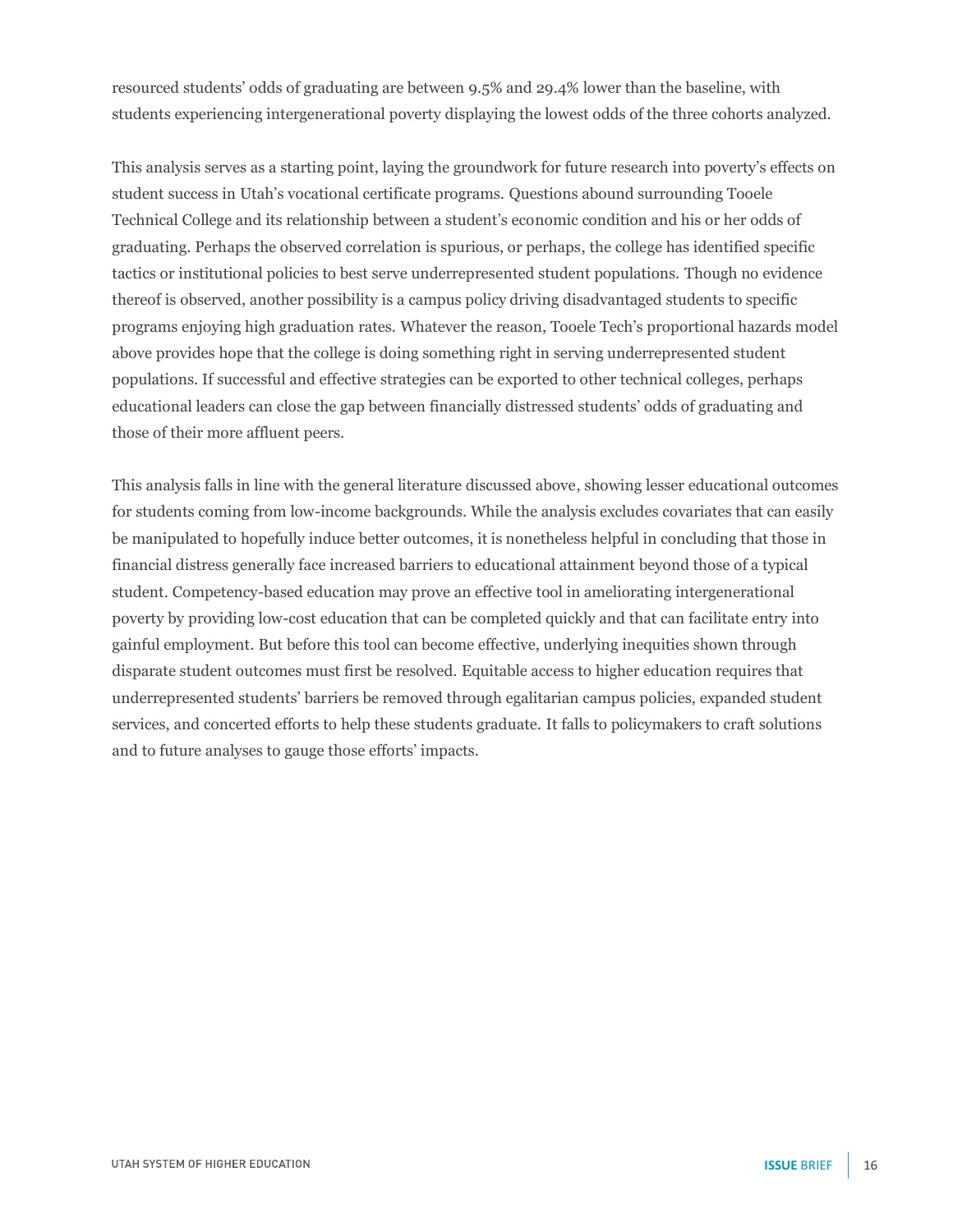resourced students' odds of graduating are between 9.5% and 29.4% lower than the baseline, with students experiencing intergenerational poverty displaying the lowest odds of the three cohorts analyzed.

This analysis serves as a starting point, laying the groundwork for future research into poverty's effects on student success in Utah's vocational certificate programs. Questions abound surrounding Tooele Technical College and its relationship between a student's economic condition and his or her odds of graduating. Perhaps the observed correlation is spurious, or perhaps, the college has identified specific tactics or institutional policies to best serve underrepresented student populations. Though no evidence thereof is observed, another possibility is a campus policy driving disadvantaged students to specific programs enjoying high graduation rates. Whatever the reason, Tooele Tech's proportional hazards model above provides hope that the college is doing something right in serving underrepresented student populations. If successful and effective strategies can be exported to other technical colleges, perhaps educational leaders can close the gap between financially distressed students' odds of graduating and those of their more affluent peers.

This analysis falls in line with the general literature discussed above, showing lesser educational outcomes for students coming from low-income backgrounds. While the analysis excludes covariates that can easily be manipulated to hopefully induce better outcomes, it is nonetheless helpful in concluding that those in financial distress generally face increased barriers to educational attainment beyond those of a typical student. Competency-based education may prove an effective tool in ameliorating intergenerational poverty by providing low-cost education that can be completed quickly and that can facilitate entry into gainful employment. But before this tool can become effective, underlying inequities shown through disparate student outcomes must first be resolved. Equitable access to higher education requires that underrepresented students' barriers be removed through egalitarian campus policies, expanded student services, and concerted efforts to help these students graduate. It falls to policymakers to craft solutions and to future analyses to gauge those efforts' impacts.